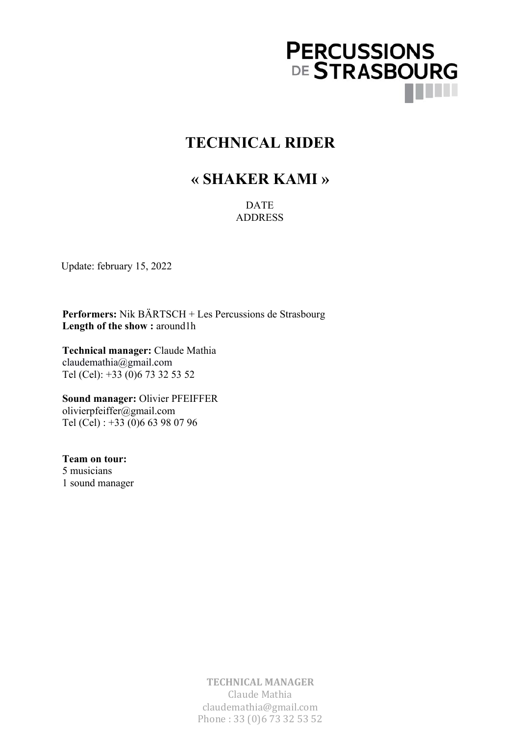PERCUSSIONS DE STRASBOURG

# TECHNICAL RIDER

# « SHAKER KAMI »

DATE
ADDRESS

Update: february 15, 2022

**Performers:** Nik BÄRTSCH + Les Percussions de Strasbourg
**Length of the show :** around1h

**Technical manager:** Claude Mathia
claudemathia@gmail.com
Tel (Cel): +33 (0)6 73 32 53 52

**Sound manager:** Olivier PFEIFFER
olivierpfeiffer@gmail.com
Tel (Cel) : +33 (0)6 63 98 07 96

**Team on tour:**
5 musicians
1 sound manager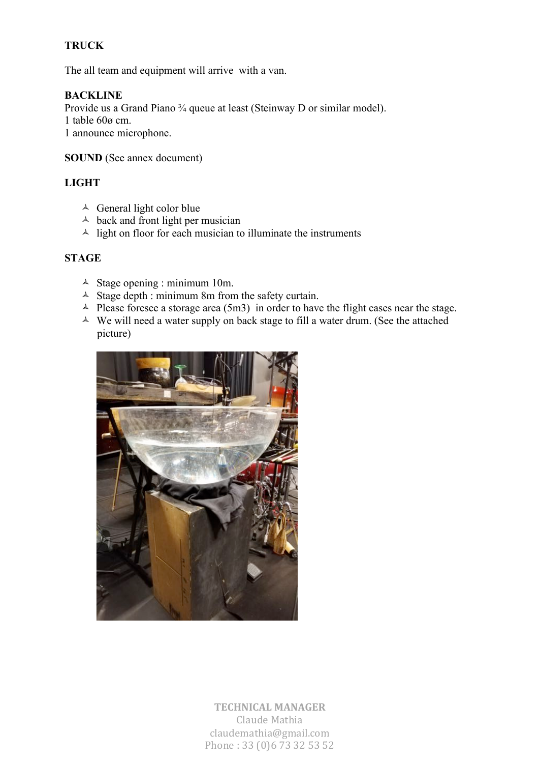**TRUCK**

The all team and equipment will arrive with a van.

**BACKLINE**

Provide us a Grand Piano ¾ queue at least (Steinway D or similar model).
1 table 60ø cm.
1 announce microphone.

**SOUND** (See annex document)

**LIGHT**

- General light color blue
- back and front light per musician
- light on floor for each musician to illuminate the instruments

**STAGE**

- Stage opening : minimum 10m.
- Stage depth : minimum 8m from the safety curtain.
- Please foresee a storage area (5m3) in order to have the flight cases near the stage.
- We will need a water supply on back stage to fill a water drum. (See the attached picture)

TECHNICAL MANAGER
Claude Mathia
claudemathia@gmail.com
Phone : 33 (0)6 73 32 53 52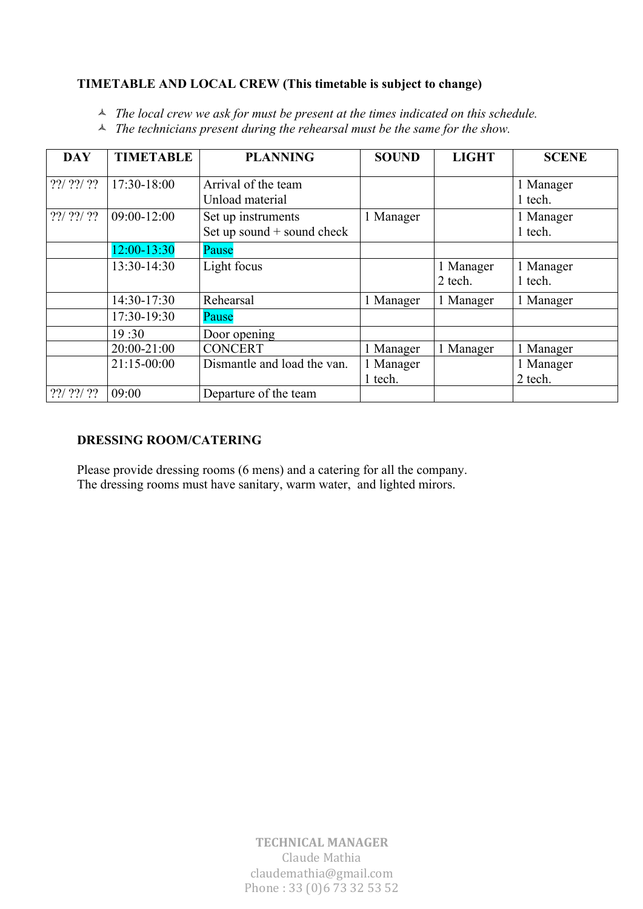**TIMETABLE AND LOCAL CREW (This timetable is subject to change)**

- *The local crew we ask for must be present at the times indicated on this schedule.*
- *The technicians present during the rehearsal must be the same for the show.*

| DAY | TIMETABLE | PLANNING | SOUND | LIGHT | SCENE |
|---|---|---|---|---|---|
| ??/ ??/ ?? | 17:30-18:00 | Arrival of the team<br>Unload material | | | 1 Manager<br>1 tech. |
| ??/ ??/ ?? | 09:00-12:00 | Set up instruments<br>Set up sound + sound check | 1 Manager | | 1 Manager<br>1 tech. |
| | 12:00-13:30 | Pause | | | |
| | 13:30-14:30 | Light focus | | 1 Manager<br>2 tech. | 1 Manager<br>1 tech. |
| | 14:30-17:30 | Rehearsal | 1 Manager | 1 Manager | 1 Manager |
| | 17:30-19:30 | Pause | | | |
| | 19 :30 | Door opening | | | |
| | 20:00-21:00 | CONCERT | 1 Manager | 1 Manager | 1 Manager |
| | 21:15-00:00 | Dismantle and load the van. | 1 Manager<br>1 tech. | | 1 Manager<br>2 tech. |
| ??/ ??/ ?? | 09:00 | Departure of the team | | | |

**DRESSING ROOM/CATERING**

Please provide dressing rooms (6 mens) and a catering for all the company.
The dressing rooms must have sanitary, warm water, and lighted mirors.

**TECHNICAL MANAGER**
Claude Mathia
claudemathia@gmail.com
Phone : 33 (0)6 73 32 53 52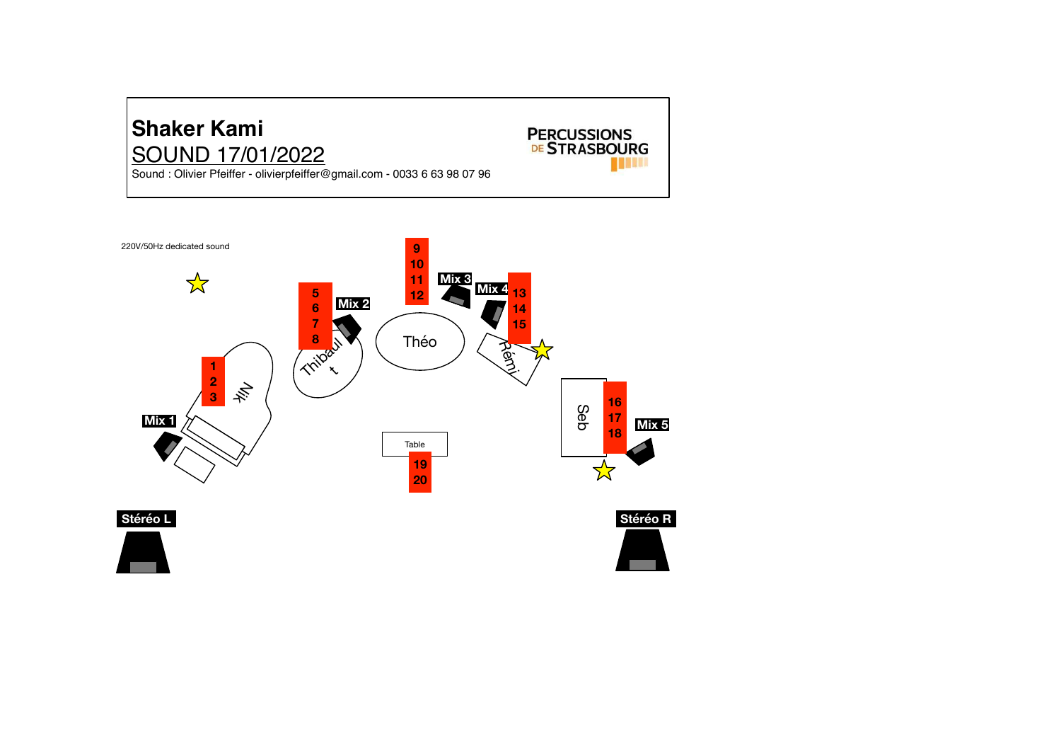# Shaker Kami

## SOUND 17/01/2022

Sound : Olivier Pfeiffer - olivierpfeiffer@gmail.com - 0033 6 63 98 07 96

PERCUSSIONS DE STRASBOURG

220V/50Hz dedicated sound

1
2
3

Nik

Mix 1

5
6
7
8

Mix 2

Thibault

9
10
11
12

Mix 3

Théo

Mix 4

13
14
15

Rémi

Seb

16
17
18

Mix 5

Table

19
20

Stéréo L

Stéréo R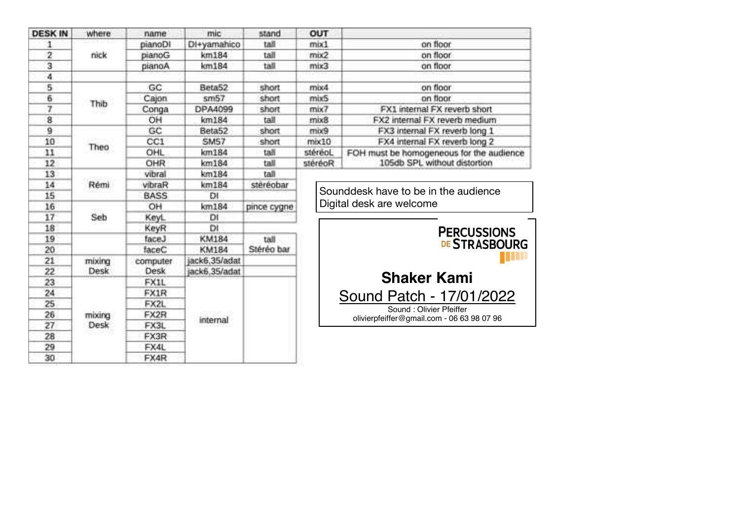| DESK IN | where | name | mic | stand | OUT | |
|---|---|---|---|---|---|---|
| 1 | nick | pianoDI | DI+yamahico | tall | mix1 | on floor |
| 2 | | pianoG | km184 | tall | mix2 | on floor |
| 3 | | pianoA | km184 | tall | mix3 | on floor |
| 4 | | | | | | |
| 5 | Thib | GC | Beta52 | short | mix4 | on floor |
| 6 | | Cajon | sm57 | short | mix5 | on floor |
| 7 | | Conga | DPA4099 | short | mix7 | FX1 internal FX reverb short |
| 8 | | OH | km184 | tall | mix8 | FX2 internal FX reverb medium |
| 9 | Theo | GC | Beta52 | short | mix9 | FX3 internal FX reverb long 1 |
| 10 | | CC1 | SM57 | short | mix10 | FX4 internal FX reverb long 2 |
| 11 | | OHL | km184 | tall | stéréoL | FOH must be homogeneous for the audience |
| 12 | | OHR | km184 | tall | stéréoR | 105db SPL without distortion |
| 13 | Rémi | vibraL | km184 | tall | | |
| 14 | | vibraR | km184 | stéréobar | | |
| 15 | | BASS | DI | | | |
| 16 | Seb | OH | km184 | pince cygne | | |
| 17 | | KeyL | DI | | | |
| 18 | | KeyR | DI | | | |
| 19 | | faceJ | KM184 | tall Stéréo bar | | |
| 20 | | faceC | KM184 | | | |
| 21 | mixing Desk | computer | jack6,35/adat | | | |
| 22 | | Desk | jack6,35/adat | | | |
| 23 | mixing Desk | FX1L | internal | | | |
| 24 | | FX1R | | | | |
| 25 | | FX2L | | | | |
| 26 | | FX2R | | | | |
| 27 | | FX3L | | | | |
| 28 | | FX3R | | | | |
| 29 | | FX4L | | | | |
| 30 | | FX4R | | | | |

Sounddesk have to be in the audience
Digital desk are welcome

PERCUSSIONS DE STRASBOURG

## Shaker Kami

Sound Patch - 17/01/2022

Sound : Olivier Pfeiffer
olivierpfeiffer@gmail.com - 06 63 98 07 96